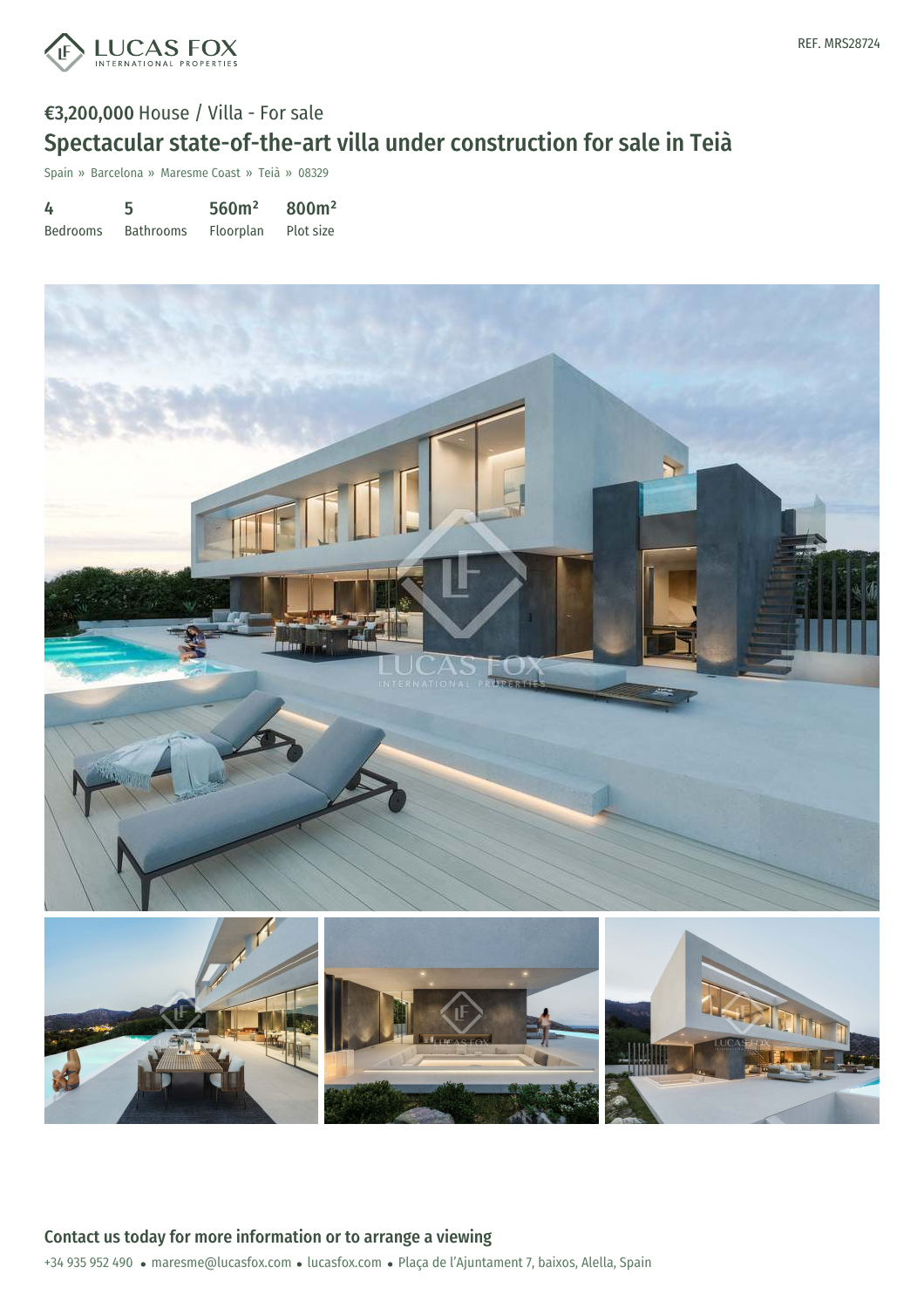REF. MRS28724

€3,200,000 House / Villa - For sale

# Spectacular state-of-the-art villa under construction for sale in Teià

Spain » Barcelona » Maresme Coast » Teià » 08329

| 4 | 5 | 560m² | 800m² |
| --- | --- | --- | --- |
| Bedrooms | Bathrooms | Floorplan | Plot size |

## Contact us today for more information or to arrange a viewing

+34 935 952 490 • maresme@lucasfox.com • lucasfox.com • Plaça de l'Ajuntament 7, baixos, Alella, Spain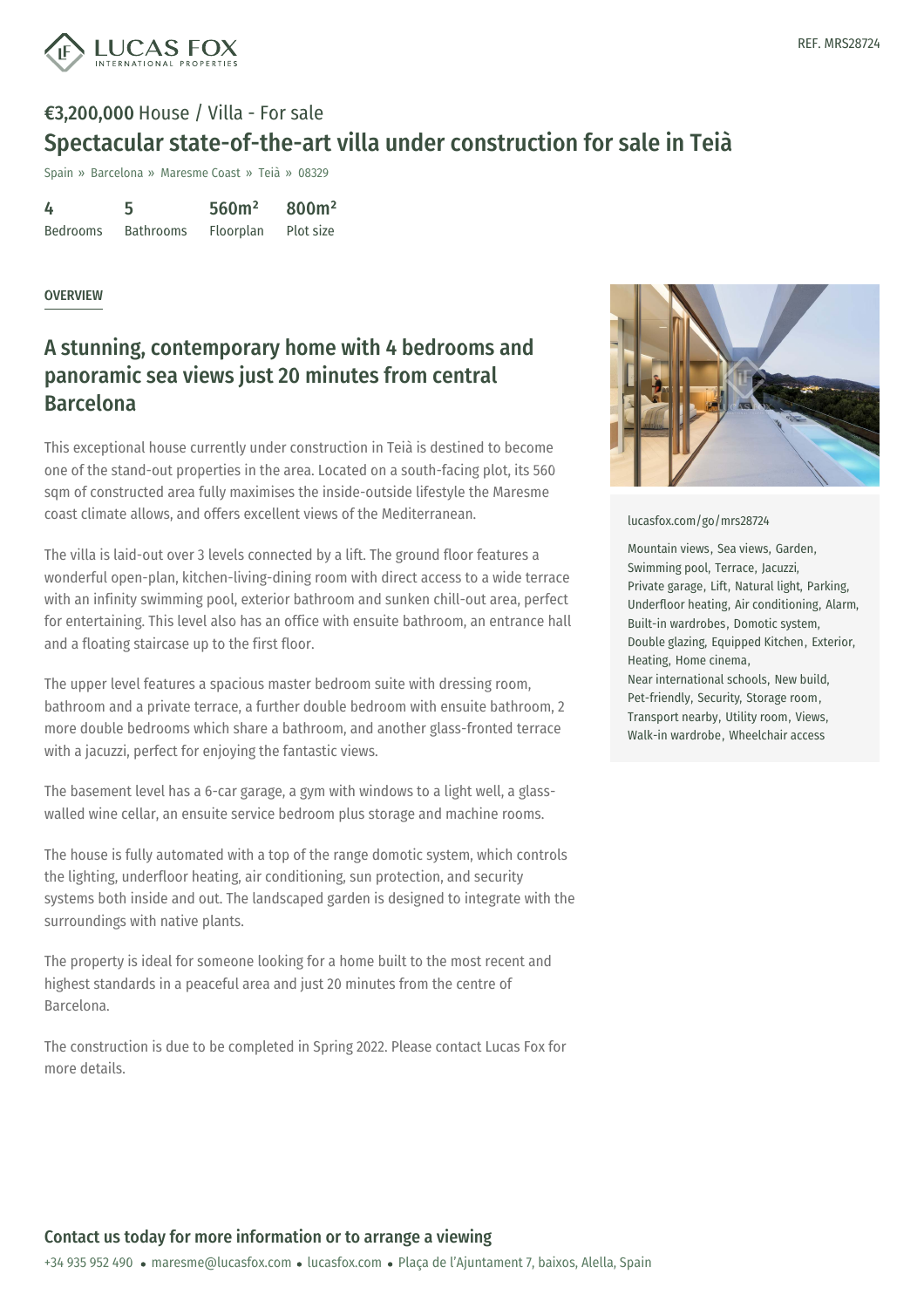LUCAS FOX INTERNATIONAL PROPERTIES

REF. MRS28724

**€3,200,000** House / Villa - For sale

# Spectacular state-of-the-art villa under construction for sale in Teià

Spain » Barcelona » Maresme Coast » Teià » 08329

| 4 | 5 | 560m² | 800m² |
|---|---|---|---|
| Bedrooms | Bathrooms | Floorplan | Plot size |

OVERVIEW

## A stunning, contemporary home with 4 bedrooms and panoramic sea views just 20 minutes from central Barcelona

This exceptional house currently under construction in Teià is destined to become one of the stand-out properties in the area. Located on a south-facing plot, its 560 sqm of constructed area fully maximises the inside-outside lifestyle the Maresme coast climate allows, and offers excellent views of the Mediterranean.

The villa is laid-out over 3 levels connected by a lift. The ground floor features a wonderful open-plan, kitchen-living-dining room with direct access to a wide terrace with an infinity swimming pool, exterior bathroom and sunken chill-out area, perfect for entertaining. This level also has an office with ensuite bathroom, an entrance hall and a floating staircase up to the first floor.

The upper level features a spacious master bedroom suite with dressing room, bathroom and a private terrace, a further double bedroom with ensuite bathroom, 2 more double bedrooms which share a bathroom, and another glass-fronted terrace with a jacuzzi, perfect for enjoying the fantastic views.

The basement level has a 6-car garage, a gym with windows to a light well, a glass-walled wine cellar, an ensuite service bedroom plus storage and machine rooms.

The house is fully automated with a top of the range domotic system, which controls the lighting, underfloor heating, air conditioning, sun protection, and security systems both inside and out. The landscaped garden is designed to integrate with the surroundings with native plants.

The property is ideal for someone looking for a home built to the most recent and highest standards in a peaceful area and just 20 minutes from the centre of Barcelona.

The construction is due to be completed in Spring 2022. Please contact Lucas Fox for more details.

lucasfox.com/go/mrs28724

Mountain views, Sea views, Garden, Swimming pool, Terrace, Jacuzzi, Private garage, Lift, Natural light, Parking, Underfloor heating, Air conditioning, Alarm, Built-in wardrobes, Domotic system, Double glazing, Equipped Kitchen, Exterior, Heating, Home cinema, Near international schools, New build, Pet-friendly, Security, Storage room, Transport nearby, Utility room, Views, Walk-in wardrobe, Wheelchair access

## Contact us today for more information or to arrange a viewing

+34 935 952 490 • maresme@lucasfox.com • lucasfox.com • Plaça de l'Ajuntament 7, baixos, Alella, Spain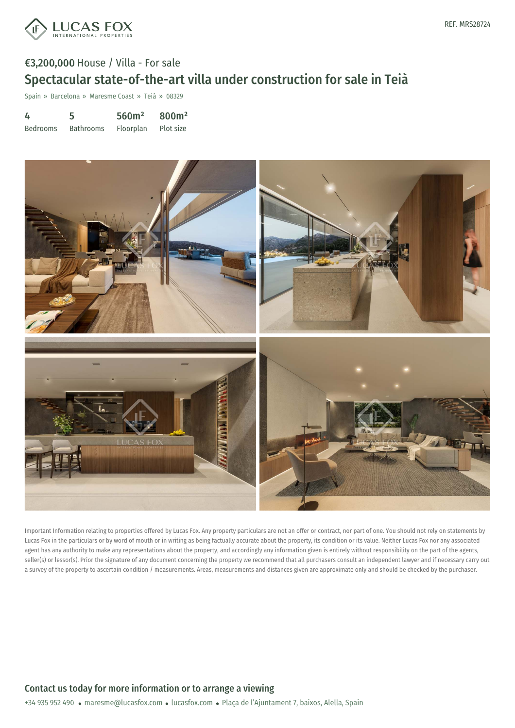REF. MRS28724

€3,200,000 House / Villa - For sale

# Spectacular state-of-the-art villa under construction for sale in Teià

Spain » Barcelona » Maresme Coast » Teià » 08329

| 4 | 5 | 560m² | 800m² |
|---|---|---|---|
| Bedrooms | Bathrooms | Floorplan | Plot size |

Important Information relating to properties offered by Lucas Fox. Any property particulars are not an offer or contract, nor part of one. You should not rely on statements by Lucas Fox in the particulars or by word of mouth or in writing as being factually accurate about the property, its condition or its value. Neither Lucas Fox nor any associated agent has any authority to make any representations about the property, and accordingly any information given is entirely without responsibility on the part of the agents, seller(s) or lessor(s). Prior the signature of any document concerning the property we recommend that all purchasers consult an independent lawyer and if necessary carry out a survey of the property to ascertain condition / measurements. Areas, measurements and distances given are approximate only and should be checked by the purchaser.

## Contact us today for more information or to arrange a viewing

+34 935 952 490 • maresme@lucasfox.com • lucasfox.com • Plaça de l'Ajuntament 7, baixos, Alella, Spain